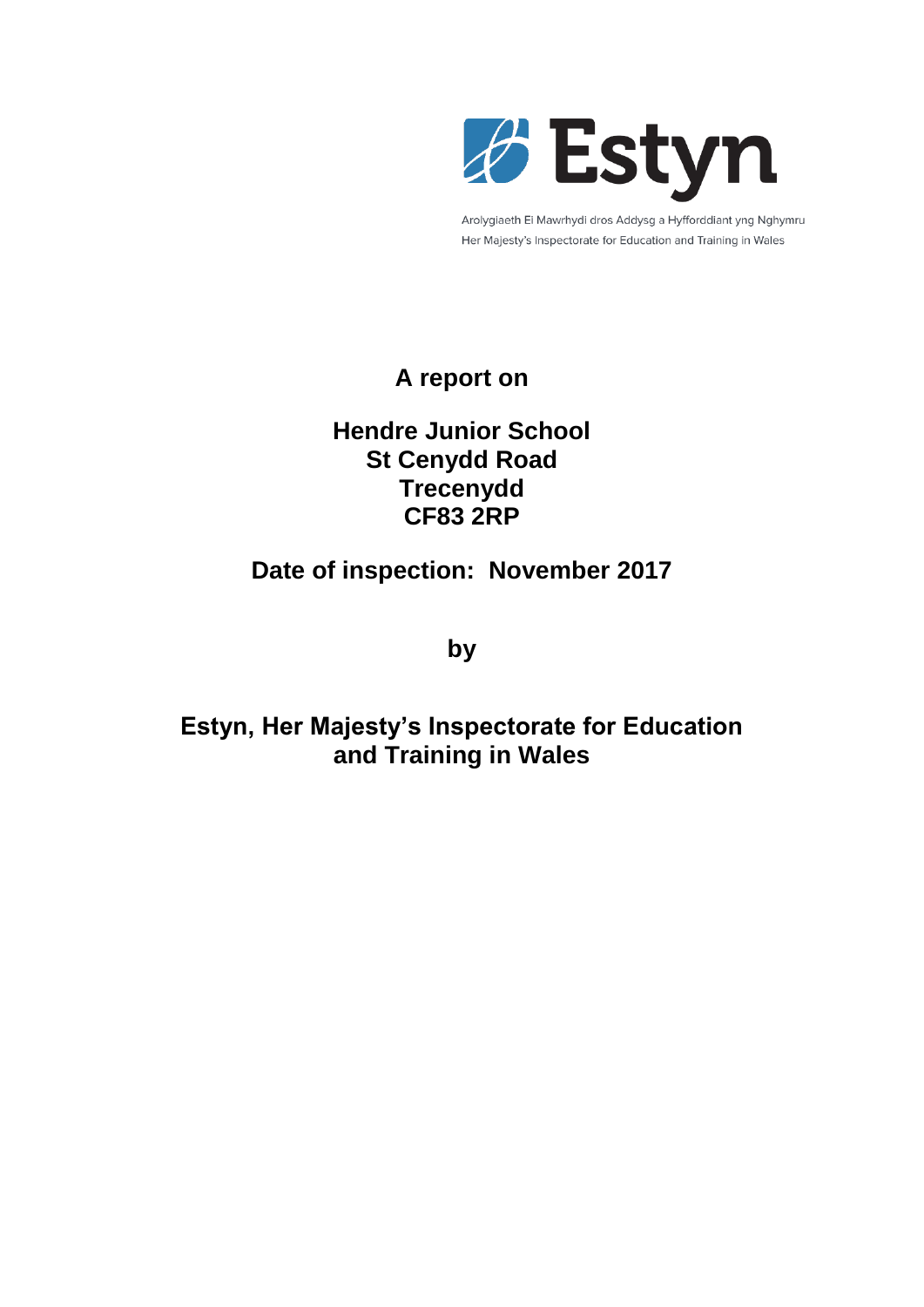Estyn

Arolygiaeth Ei Mawrhydi dros Addysg a Hyfforddiant yng Nghymru
Her Majesty's Inspectorate for Education and Training in Wales

# A report on

## Hendre Junior School
## St Cenydd Road
## Trecenydd
## CF83 2RP

## Date of inspection: November 2017

## by

## Estyn, Her Majesty's Inspectorate for Education and Training in Wales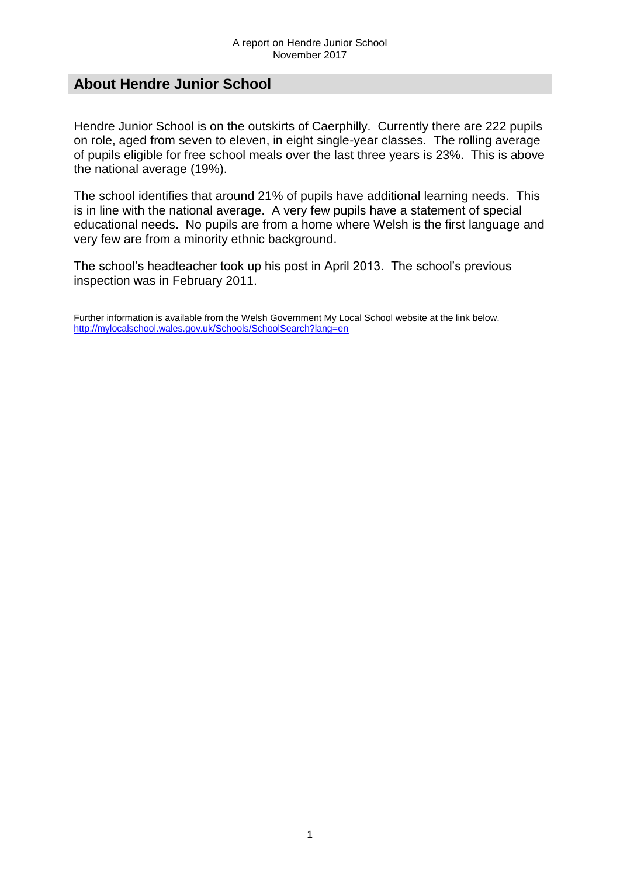## About Hendre Junior School

Hendre Junior School is on the outskirts of Caerphilly. Currently there are 222 pupils on role, aged from seven to eleven, in eight single-year classes. The rolling average of pupils eligible for free school meals over the last three years is 23%. This is above the national average (19%).

The school identifies that around 21% of pupils have additional learning needs. This is in line with the national average. A very few pupils have a statement of special educational needs. No pupils are from a home where Welsh is the first language and very few are from a minority ethnic background.

The school's headteacher took up his post in April 2013. The school's previous inspection was in February 2011.

Further information is available from the Welsh Government My Local School website at the link below.
http://mylocalschool.wales.gov.uk/Schools/SchoolSearch?lang=en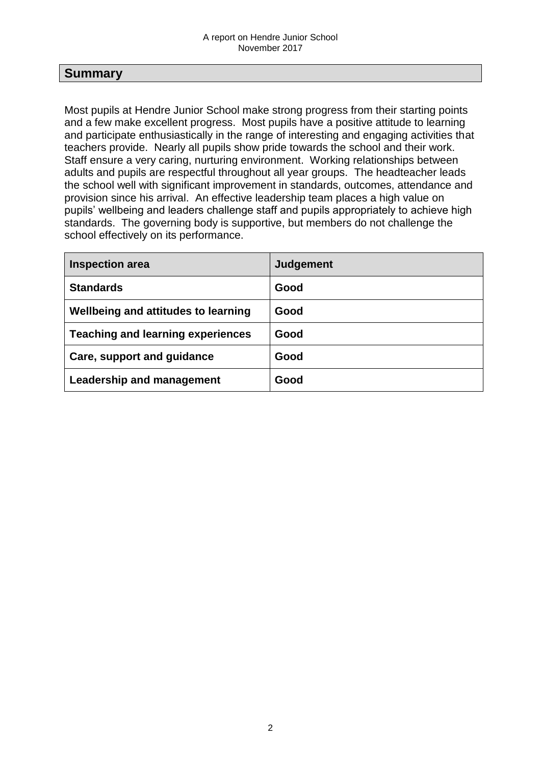## Summary

Most pupils at Hendre Junior School make strong progress from their starting points and a few make excellent progress. Most pupils have a positive attitude to learning and participate enthusiastically in the range of interesting and engaging activities that teachers provide. Nearly all pupils show pride towards the school and their work. Staff ensure a very caring, nurturing environment. Working relationships between adults and pupils are respectful throughout all year groups. The headteacher leads the school well with significant improvement in standards, outcomes, attendance and provision since his arrival. An effective leadership team places a high value on pupils' wellbeing and leaders challenge staff and pupils appropriately to achieve high standards. The governing body is supportive, but members do not challenge the school effectively on its performance.

| Inspection area | Judgement |
|---|---|
| **Standards** | **Good** |
| **Wellbeing and attitudes to learning** | **Good** |
| **Teaching and learning experiences** | **Good** |
| **Care, support and guidance** | **Good** |
| **Leadership and management** | **Good** |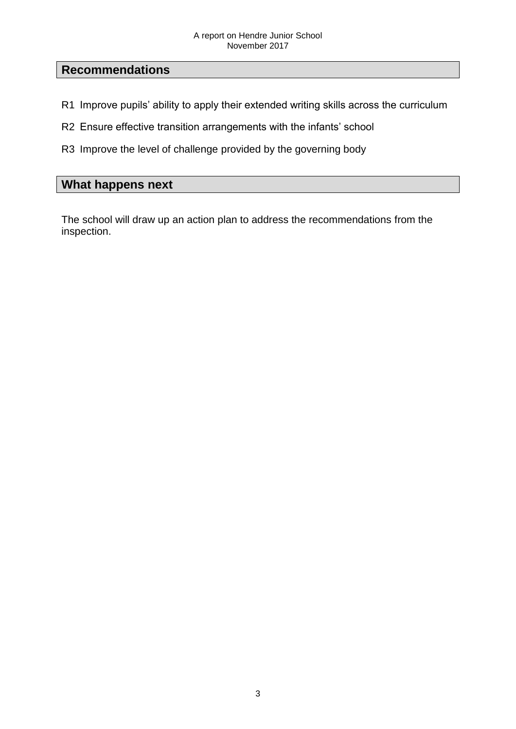## Recommendations

R1 Improve pupils' ability to apply their extended writing skills across the curriculum

R2 Ensure effective transition arrangements with the infants' school

R3 Improve the level of challenge provided by the governing body

## What happens next

The school will draw up an action plan to address the recommendations from the inspection.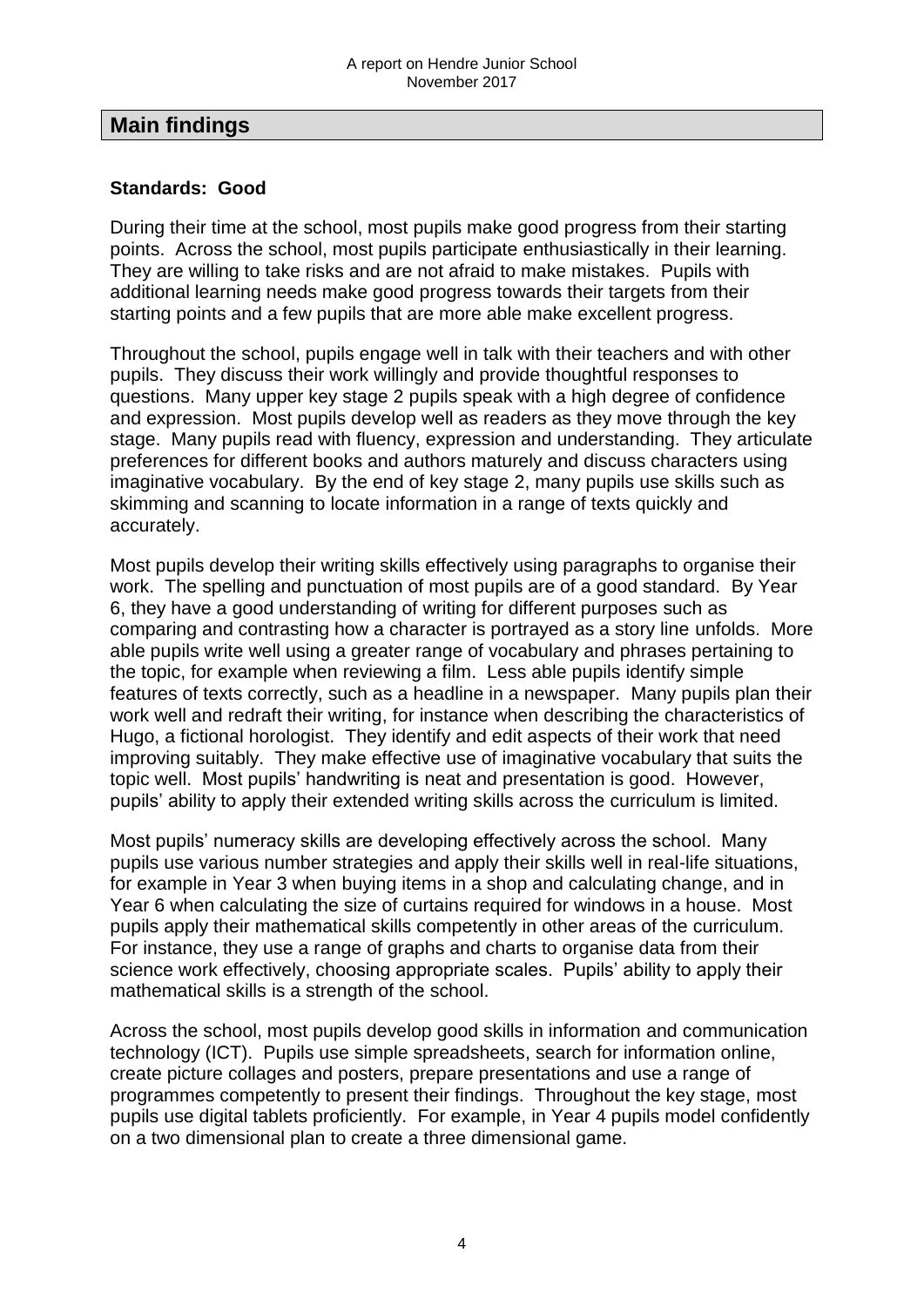## Main findings

**Standards: Good**

During their time at the school, most pupils make good progress from their starting points. Across the school, most pupils participate enthusiastically in their learning. They are willing to take risks and are not afraid to make mistakes. Pupils with additional learning needs make good progress towards their targets from their starting points and a few pupils that are more able make excellent progress.

Throughout the school, pupils engage well in talk with their teachers and with other pupils. They discuss their work willingly and provide thoughtful responses to questions. Many upper key stage 2 pupils speak with a high degree of confidence and expression. Most pupils develop well as readers as they move through the key stage. Many pupils read with fluency, expression and understanding. They articulate preferences for different books and authors maturely and discuss characters using imaginative vocabulary. By the end of key stage 2, many pupils use skills such as skimming and scanning to locate information in a range of texts quickly and accurately.

Most pupils develop their writing skills effectively using paragraphs to organise their work. The spelling and punctuation of most pupils are of a good standard. By Year 6, they have a good understanding of writing for different purposes such as comparing and contrasting how a character is portrayed as a story line unfolds. More able pupils write well using a greater range of vocabulary and phrases pertaining to the topic, for example when reviewing a film. Less able pupils identify simple features of texts correctly, such as a headline in a newspaper. Many pupils plan their work well and redraft their writing, for instance when describing the characteristics of Hugo, a fictional horologist. They identify and edit aspects of their work that need improving suitably. They make effective use of imaginative vocabulary that suits the topic well. Most pupils' handwriting is neat and presentation is good. However, pupils' ability to apply their extended writing skills across the curriculum is limited.

Most pupils' numeracy skills are developing effectively across the school. Many pupils use various number strategies and apply their skills well in real-life situations, for example in Year 3 when buying items in a shop and calculating change, and in Year 6 when calculating the size of curtains required for windows in a house. Most pupils apply their mathematical skills competently in other areas of the curriculum. For instance, they use a range of graphs and charts to organise data from their science work effectively, choosing appropriate scales. Pupils' ability to apply their mathematical skills is a strength of the school.

Across the school, most pupils develop good skills in information and communication technology (ICT). Pupils use simple spreadsheets, search for information online, create picture collages and posters, prepare presentations and use a range of programmes competently to present their findings. Throughout the key stage, most pupils use digital tablets proficiently. For example, in Year 4 pupils model confidently on a two dimensional plan to create a three dimensional game.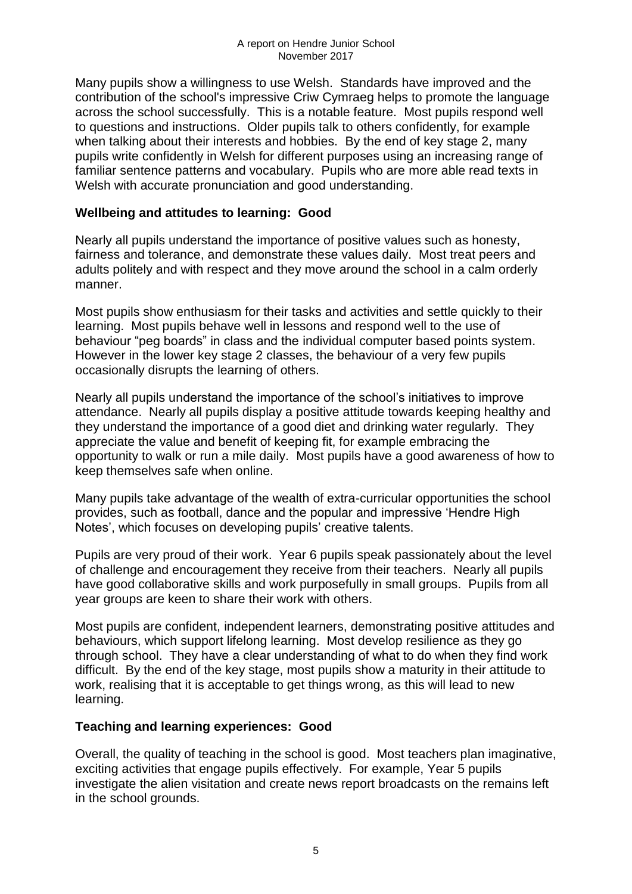Many pupils show a willingness to use Welsh. Standards have improved and the contribution of the school's impressive Criw Cymraeg helps to promote the language across the school successfully. This is a notable feature. Most pupils respond well to questions and instructions. Older pupils talk to others confidently, for example when talking about their interests and hobbies. By the end of key stage 2, many pupils write confidently in Welsh for different purposes using an increasing range of familiar sentence patterns and vocabulary. Pupils who are more able read texts in Welsh with accurate pronunciation and good understanding.

## Wellbeing and attitudes to learning: Good

Nearly all pupils understand the importance of positive values such as honesty, fairness and tolerance, and demonstrate these values daily. Most treat peers and adults politely and with respect and they move around the school in a calm orderly manner.

Most pupils show enthusiasm for their tasks and activities and settle quickly to their learning. Most pupils behave well in lessons and respond well to the use of behaviour "peg boards" in class and the individual computer based points system. However in the lower key stage 2 classes, the behaviour of a very few pupils occasionally disrupts the learning of others.

Nearly all pupils understand the importance of the school's initiatives to improve attendance. Nearly all pupils display a positive attitude towards keeping healthy and they understand the importance of a good diet and drinking water regularly. They appreciate the value and benefit of keeping fit, for example embracing the opportunity to walk or run a mile daily. Most pupils have a good awareness of how to keep themselves safe when online.

Many pupils take advantage of the wealth of extra-curricular opportunities the school provides, such as football, dance and the popular and impressive 'Hendre High Notes', which focuses on developing pupils' creative talents.

Pupils are very proud of their work. Year 6 pupils speak passionately about the level of challenge and encouragement they receive from their teachers. Nearly all pupils have good collaborative skills and work purposefully in small groups. Pupils from all year groups are keen to share their work with others.

Most pupils are confident, independent learners, demonstrating positive attitudes and behaviours, which support lifelong learning. Most develop resilience as they go through school. They have a clear understanding of what to do when they find work difficult. By the end of the key stage, most pupils show a maturity in their attitude to work, realising that it is acceptable to get things wrong, as this will lead to new learning.

## Teaching and learning experiences: Good

Overall, the quality of teaching in the school is good. Most teachers plan imaginative, exciting activities that engage pupils effectively. For example, Year 5 pupils investigate the alien visitation and create news report broadcasts on the remains left in the school grounds.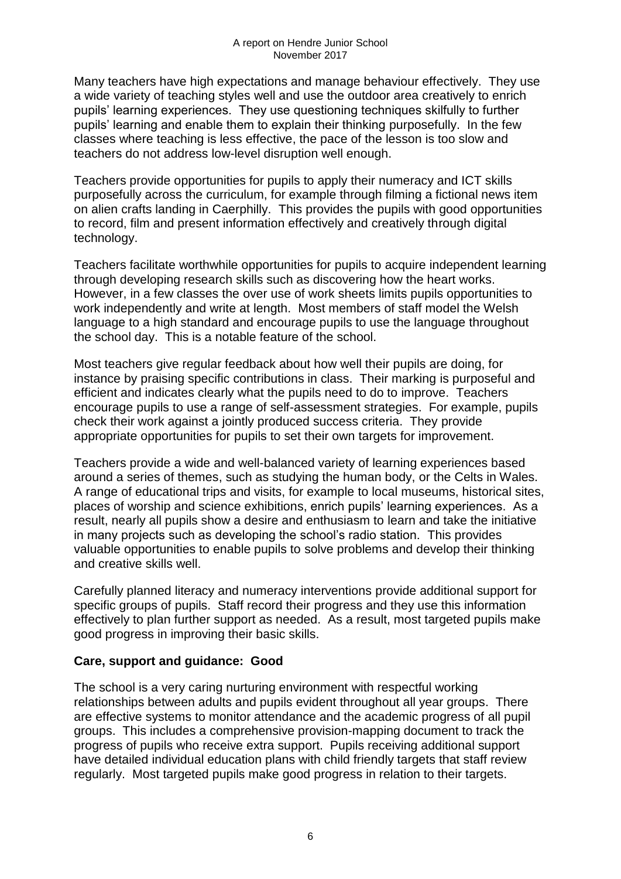Many teachers have high expectations and manage behaviour effectively. They use a wide variety of teaching styles well and use the outdoor area creatively to enrich pupils' learning experiences. They use questioning techniques skilfully to further pupils' learning and enable them to explain their thinking purposefully. In the few classes where teaching is less effective, the pace of the lesson is too slow and teachers do not address low-level disruption well enough.

Teachers provide opportunities for pupils to apply their numeracy and ICT skills purposefully across the curriculum, for example through filming a fictional news item on alien crafts landing in Caerphilly. This provides the pupils with good opportunities to record, film and present information effectively and creatively through digital technology.

Teachers facilitate worthwhile opportunities for pupils to acquire independent learning through developing research skills such as discovering how the heart works. However, in a few classes the over use of work sheets limits pupils opportunities to work independently and write at length. Most members of staff model the Welsh language to a high standard and encourage pupils to use the language throughout the school day. This is a notable feature of the school.

Most teachers give regular feedback about how well their pupils are doing, for instance by praising specific contributions in class. Their marking is purposeful and efficient and indicates clearly what the pupils need to do to improve. Teachers encourage pupils to use a range of self-assessment strategies. For example, pupils check their work against a jointly produced success criteria. They provide appropriate opportunities for pupils to set their own targets for improvement.

Teachers provide a wide and well-balanced variety of learning experiences based around a series of themes, such as studying the human body, or the Celts in Wales. A range of educational trips and visits, for example to local museums, historical sites, places of worship and science exhibitions, enrich pupils' learning experiences. As a result, nearly all pupils show a desire and enthusiasm to learn and take the initiative in many projects such as developing the school's radio station. This provides valuable opportunities to enable pupils to solve problems and develop their thinking and creative skills well.

Carefully planned literacy and numeracy interventions provide additional support for specific groups of pupils. Staff record their progress and they use this information effectively to plan further support as needed. As a result, most targeted pupils make good progress in improving their basic skills.

**Care, support and guidance: Good**

The school is a very caring nurturing environment with respectful working relationships between adults and pupils evident throughout all year groups. There are effective systems to monitor attendance and the academic progress of all pupil groups. This includes a comprehensive provision-mapping document to track the progress of pupils who receive extra support. Pupils receiving additional support have detailed individual education plans with child friendly targets that staff review regularly. Most targeted pupils make good progress in relation to their targets.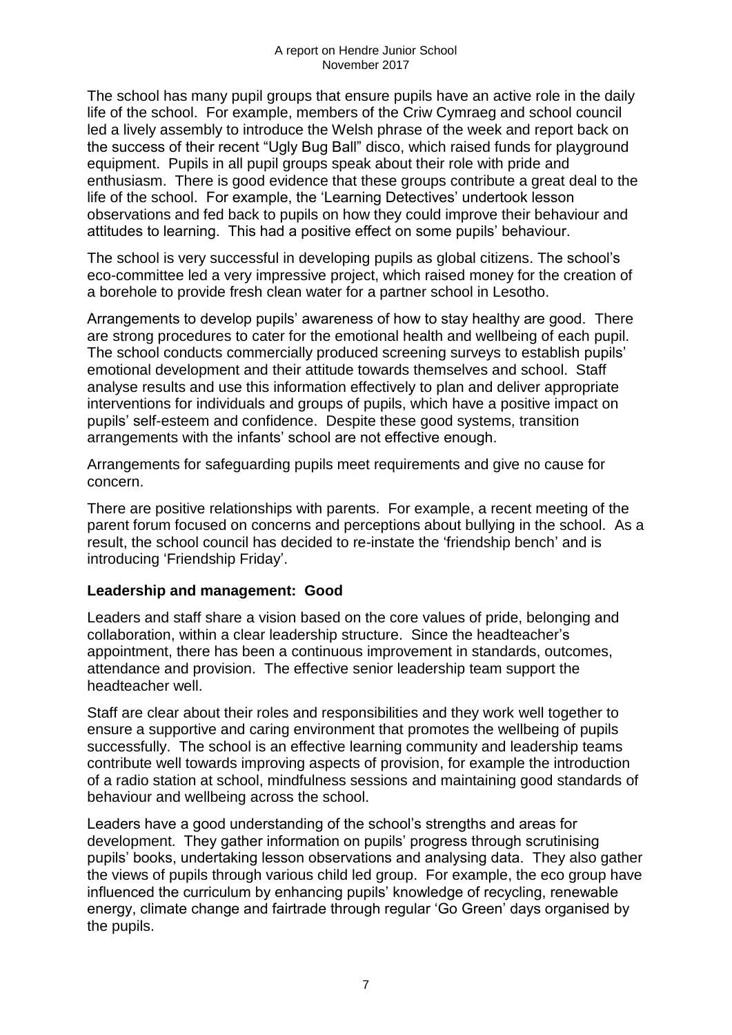The school has many pupil groups that ensure pupils have an active role in the daily life of the school. For example, members of the Criw Cymraeg and school council led a lively assembly to introduce the Welsh phrase of the week and report back on the success of their recent "Ugly Bug Ball" disco, which raised funds for playground equipment. Pupils in all pupil groups speak about their role with pride and enthusiasm. There is good evidence that these groups contribute a great deal to the life of the school. For example, the 'Learning Detectives' undertook lesson observations and fed back to pupils on how they could improve their behaviour and attitudes to learning. This had a positive effect on some pupils' behaviour.

The school is very successful in developing pupils as global citizens. The school's eco-committee led a very impressive project, which raised money for the creation of a borehole to provide fresh clean water for a partner school in Lesotho.

Arrangements to develop pupils' awareness of how to stay healthy are good. There are strong procedures to cater for the emotional health and wellbeing of each pupil. The school conducts commercially produced screening surveys to establish pupils' emotional development and their attitude towards themselves and school. Staff analyse results and use this information effectively to plan and deliver appropriate interventions for individuals and groups of pupils, which have a positive impact on pupils' self-esteem and confidence. Despite these good systems, transition arrangements with the infants' school are not effective enough.

Arrangements for safeguarding pupils meet requirements and give no cause for concern.

There are positive relationships with parents. For example, a recent meeting of the parent forum focused on concerns and perceptions about bullying in the school. As a result, the school council has decided to re-instate the 'friendship bench' and is introducing 'Friendship Friday'.

**Leadership and management: Good**

Leaders and staff share a vision based on the core values of pride, belonging and collaboration, within a clear leadership structure. Since the headteacher's appointment, there has been a continuous improvement in standards, outcomes, attendance and provision. The effective senior leadership team support the headteacher well.

Staff are clear about their roles and responsibilities and they work well together to ensure a supportive and caring environment that promotes the wellbeing of pupils successfully. The school is an effective learning community and leadership teams contribute well towards improving aspects of provision, for example the introduction of a radio station at school, mindfulness sessions and maintaining good standards of behaviour and wellbeing across the school.

Leaders have a good understanding of the school's strengths and areas for development. They gather information on pupils' progress through scrutinising pupils' books, undertaking lesson observations and analysing data. They also gather the views of pupils through various child led group. For example, the eco group have influenced the curriculum by enhancing pupils' knowledge of recycling, renewable energy, climate change and fairtrade through regular 'Go Green' days organised by the pupils.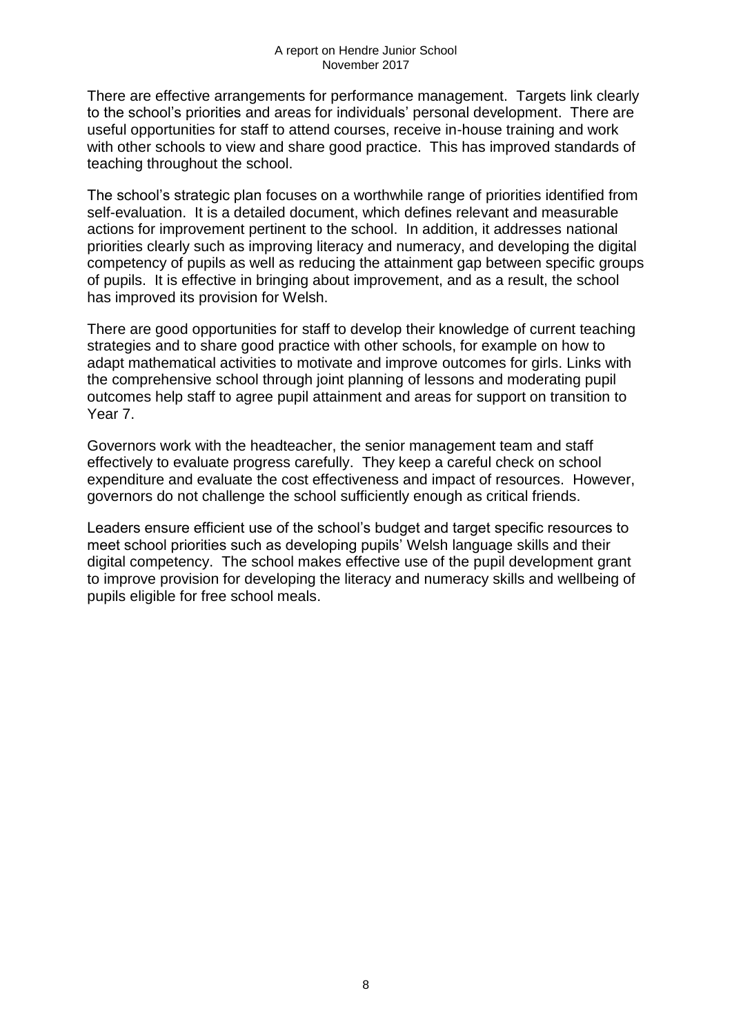There are effective arrangements for performance management. Targets link clearly to the school's priorities and areas for individuals' personal development. There are useful opportunities for staff to attend courses, receive in-house training and work with other schools to view and share good practice. This has improved standards of teaching throughout the school.

The school's strategic plan focuses on a worthwhile range of priorities identified from self-evaluation. It is a detailed document, which defines relevant and measurable actions for improvement pertinent to the school. In addition, it addresses national priorities clearly such as improving literacy and numeracy, and developing the digital competency of pupils as well as reducing the attainment gap between specific groups of pupils. It is effective in bringing about improvement, and as a result, the school has improved its provision for Welsh.

There are good opportunities for staff to develop their knowledge of current teaching strategies and to share good practice with other schools, for example on how to adapt mathematical activities to motivate and improve outcomes for girls. Links with the comprehensive school through joint planning of lessons and moderating pupil outcomes help staff to agree pupil attainment and areas for support on transition to Year 7.

Governors work with the headteacher, the senior management team and staff effectively to evaluate progress carefully. They keep a careful check on school expenditure and evaluate the cost effectiveness and impact of resources. However, governors do not challenge the school sufficiently enough as critical friends.

Leaders ensure efficient use of the school's budget and target specific resources to meet school priorities such as developing pupils' Welsh language skills and their digital competency. The school makes effective use of the pupil development grant to improve provision for developing the literacy and numeracy skills and wellbeing of pupils eligible for free school meals.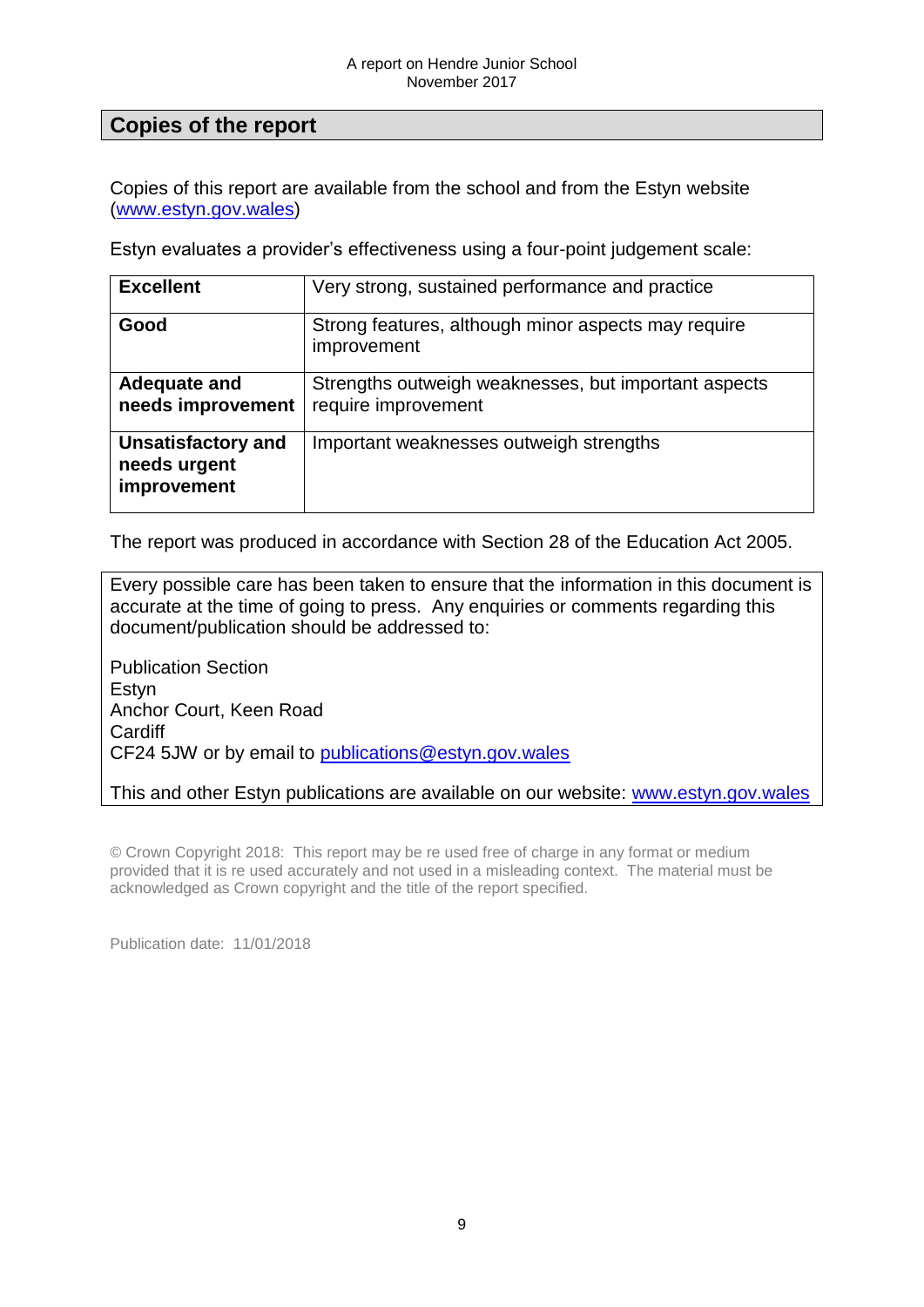## Copies of the report

Copies of this report are available from the school and from the Estyn website (www.estyn.gov.wales)

Estyn evaluates a provider's effectiveness using a four-point judgement scale:

| | |
|---|---|
| **Excellent** | Very strong, sustained performance and practice |
| **Good** | Strong features, although minor aspects may require improvement |
| **Adequate and needs improvement** | Strengths outweigh weaknesses, but important aspects require improvement |
| **Unsatisfactory and needs urgent improvement** | Important weaknesses outweigh strengths |

The report was produced in accordance with Section 28 of the Education Act 2005.

Every possible care has been taken to ensure that the information in this document is accurate at the time of going to press. Any enquiries or comments regarding this document/publication should be addressed to:

Publication Section
Estyn
Anchor Court, Keen Road
Cardiff
CF24 5JW or by email to publications@estyn.gov.wales

This and other Estyn publications are available on our website: www.estyn.gov.wales

© Crown Copyright 2018: This report may be re used free of charge in any format or medium provided that it is re used accurately and not used in a misleading context. The material must be acknowledged as Crown copyright and the title of the report specified.

Publication date: 11/01/2018